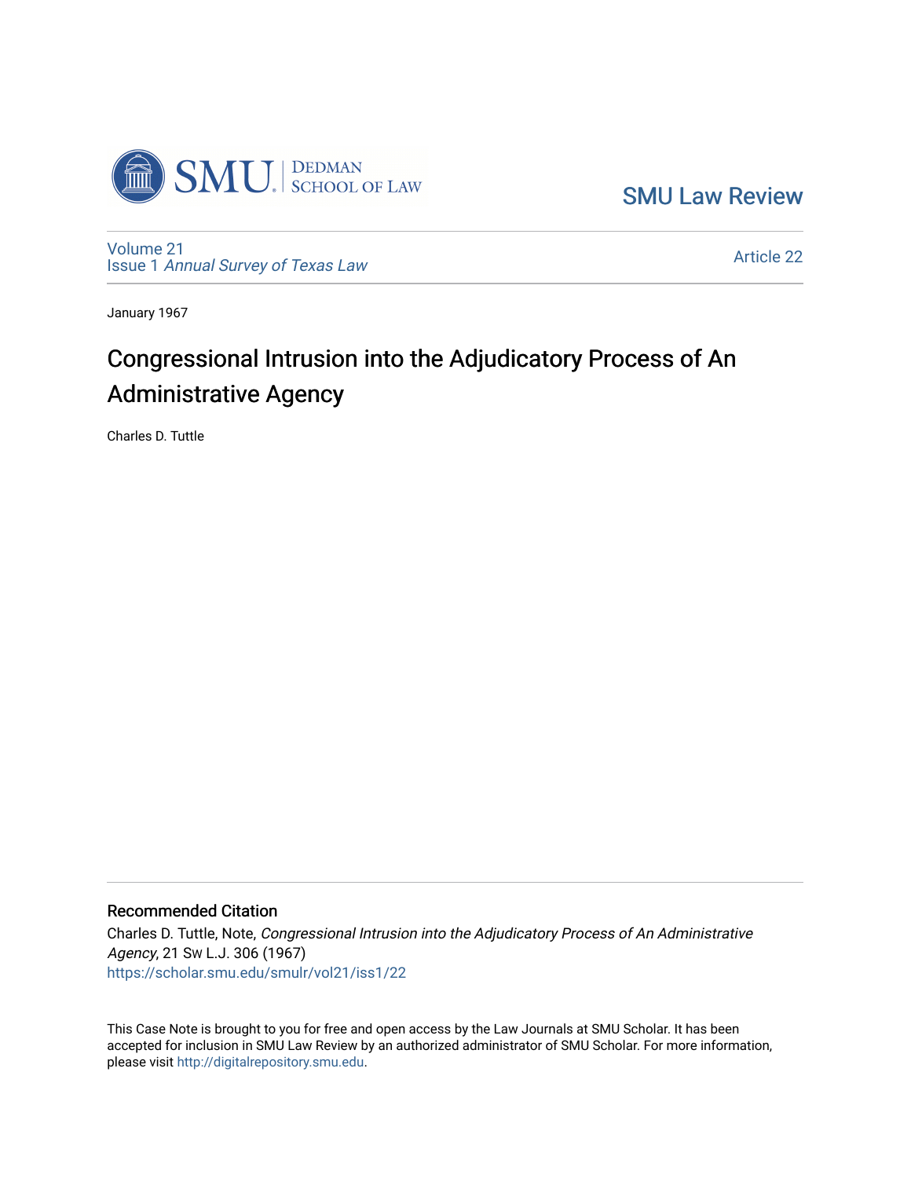SMU Law Review

Volume 21
Issue 1 *Annual Survey of Texas Law*

Article 22

January 1967

# Congressional Intrusion into the Adjudicatory Process of An Administrative Agency

Charles D. Tuttle

## Recommended Citation

Charles D. Tuttle, Note, *Congressional Intrusion into the Adjudicatory Process of An Administrative Agency*, 21 Sw L.J. 306 (1967)
https://scholar.smu.edu/smulr/vol21/iss1/22

This Case Note is brought to you for free and open access by the Law Journals at SMU Scholar. It has been accepted for inclusion in SMU Law Review by an authorized administrator of SMU Scholar. For more information, please visit http://digitalrepository.smu.edu.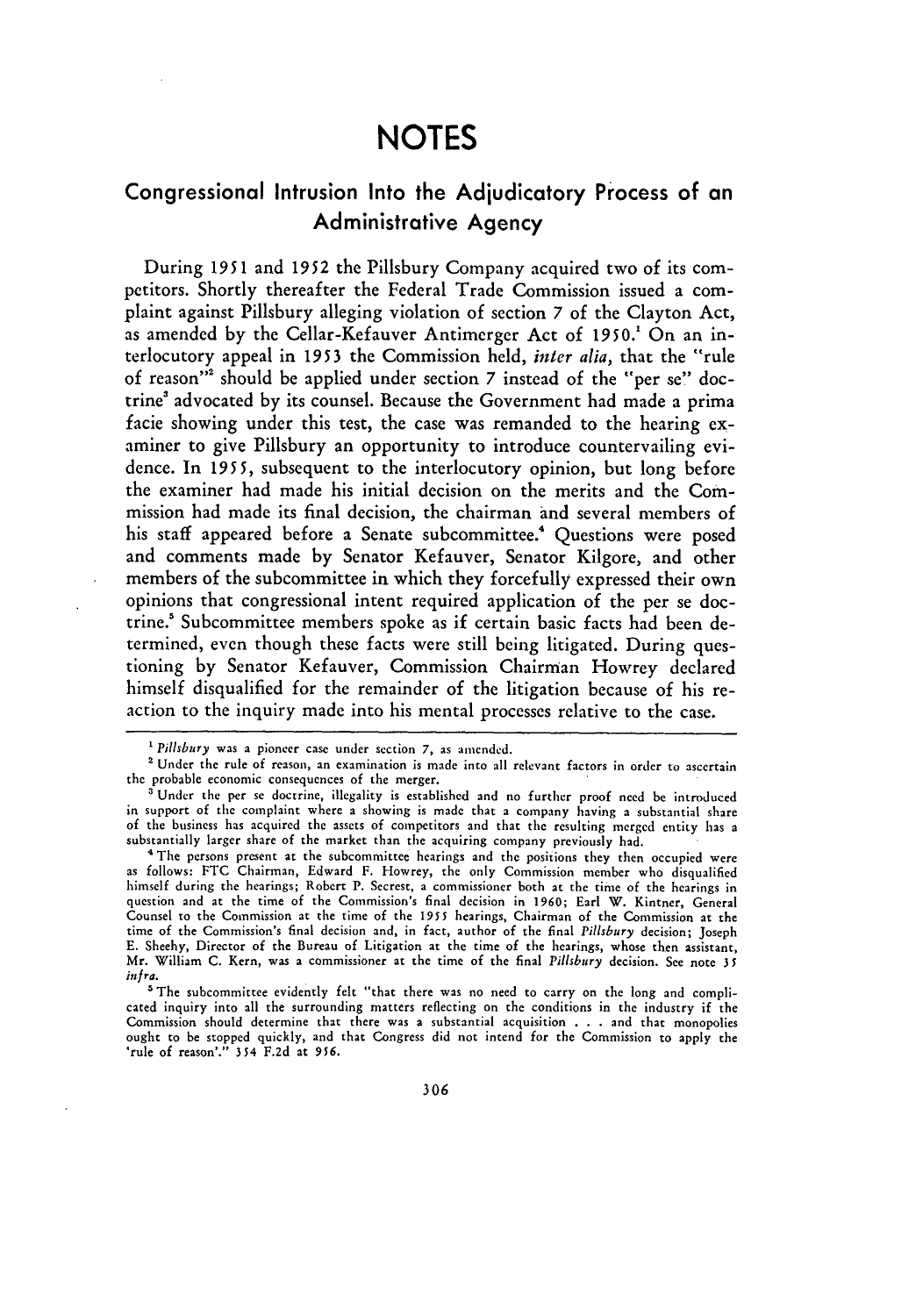# NOTES

## Congressional Intrusion Into the Adjudicatory Process of an Administrative Agency

During 1951 and 1952 the Pillsbury Company acquired two of its competitors. Shortly thereafter the Federal Trade Commission issued a complaint against Pillsbury alleging violation of section 7 of the Clayton Act, as amended by the Cellar-Kefauver Antimerger Act of 1950.[1] On an interlocutory appeal in 1953 the Commission held, *inter alia*, that the "rule of reason"[2] should be applied under section 7 instead of the "per se" doctrine[3] advocated by its counsel. Because the Government had made a prima facie showing under this test, the case was remanded to the hearing examiner to give Pillsbury an opportunity to introduce countervailing evidence. In 1955, subsequent to the interlocutory opinion, but long before the examiner had made his initial decision on the merits and the Commission had made its final decision, the chairman and several members of his staff appeared before a Senate subcommittee.[4] Questions were posed and comments made by Senator Kefauver, Senator Kilgore, and other members of the subcommittee in which they forcefully expressed their own opinions that congressional intent required application of the per se doctrine.[5] Subcommittee members spoke as if certain basic facts had been determined, even though these facts were still being litigated. During questioning by Senator Kefauver, Commission Chairman Howrey declared himself disqualified for the remainder of the litigation because of his reaction to the inquiry made into his mental processes relative to the case.

---

[1] *Pillsbury* was a pioneer case under section 7, as amended.

[2] Under the rule of reason, an examination is made into all relevant factors in order to ascertain the probable economic consequences of the merger.

[3] Under the per se doctrine, illegality is established and no further proof need be introduced in support of the complaint where a showing is made that a company having a substantial share of the business has acquired the assets of competitors and that the resulting merged entity has a substantially larger share of the market than the acquiring company previously had.

[4] The persons present at the subcommittee hearings and the positions they then occupied were as follows: FTC Chairman, Edward F. Howrey, the only Commission member who disqualified himself during the hearings; Robert P. Secrest, a commissioner both at the time of the hearings in question and at the time of the Commission's final decision in 1960; Earl W. Kintner, General Counsel to the Commission at the time of the 1955 hearings, Chairman of the Commission at the time of the Commission's final decision and, in fact, author of the final *Pillsbury* decision; Joseph E. Sheehy, Director of the Bureau of Litigation at the time of the hearings, whose then assistant, Mr. William C. Kern, was a commissioner at the time of the final *Pillsbury* decision. See note 35 *infra*.

[5] The subcommittee evidently felt "that there was no need to carry on the long and complicated inquiry into all the surrounding matters reflecting on the conditions in the industry if the Commission should determine that there was a substantial acquisition . . . and that monopolies ought to be stopped quickly, and that Congress did not intend for the Commission to apply the 'rule of reason'." 354 F.2d at 956.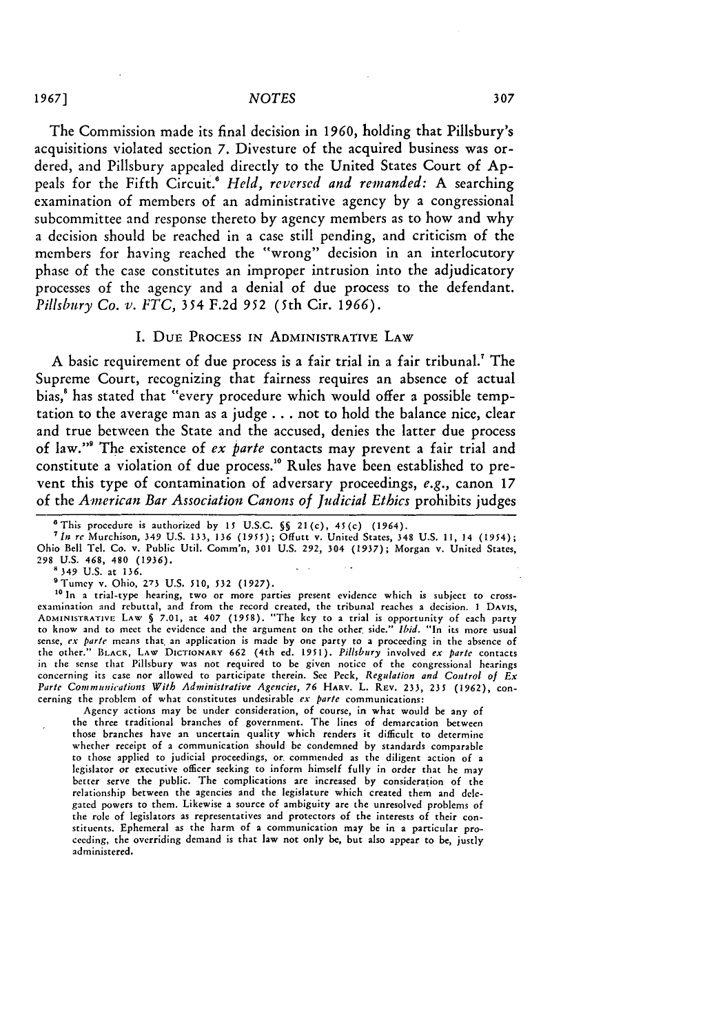The Commission made its final decision in 1960, holding that Pillsbury's acquisitions violated section 7. Divesture of the acquired business was ordered, and Pillsbury appealed directly to the United States Court of Appeals for the Fifth Circuit.[6] *Held, reversed and remanded:* A searching examination of members of an administrative agency by a congressional subcommittee and response thereto by agency members as to how and why a decision should be reached in a case still pending, and criticism of the members for having reached the "wrong" decision in an interlocutory phase of the case constitutes an improper intrusion into the adjudicatory processes of the agency and a denial of due process to the defendant. *Pillsbury Co. v. FTC*, 354 F.2d 952 (5th Cir. 1966).

## I. DUE PROCESS IN ADMINISTRATIVE LAW

A basic requirement of due process is a fair trial in a fair tribunal.[7] The Supreme Court, recognizing that fairness requires an absence of actual bias,[8] has stated that "every procedure which would offer a possible temptation to the average man as a judge . . . not to hold the balance nice, clear and true between the State and the accused, denies the latter due process of law."[9] The existence of *ex parte* contacts may prevent a fair trial and constitute a violation of due process.[10] Rules have been established to prevent this type of contamination of adversary proceedings, *e.g.*, canon 17 of the *American Bar Association Canons of Judicial Ethics* prohibits judges

---

[6] This procedure is authorized by 15 U.S.C. §§ 21(c), 45(c) (1964).

[7] *In re* Murchison, 349 U.S. 133, 136 (1955); Offutt v. United States, 348 U.S. 11, 14 (1954); Ohio Bell Tel. Co. v. Public Util. Comm'n, 301 U.S. 292, 304 (1937); Morgan v. United States, 298 U.S. 468, 480 (1936).

[8] 349 U.S. at 136.

[9] Tumey v. Ohio, 273 U.S. 510, 532 (1927).

[10] In a trial-type hearing, two or more parties present evidence which is subject to cross-examination and rebuttal, and from the record created, the tribunal reaches a decision. 1 DAVIS, ADMINISTRATIVE LAW § 7.01, at 407 (1958). "The key to a trial is opportunity of each party to know and to meet the evidence and the argument on the other side." *Ibid.* "In its more usual sense, *ex parte* means that an application is made by one party to a proceeding in the absence of the other." BLACK, LAW DICTIONARY 662 (4th ed. 1951). *Pillsbury* involved *ex parte* contacts in the sense that Pillsbury was not required to be given notice of the congressional hearings concerning its case nor allowed to participate therein. See Peck, *Regulation and Control of Ex Parte Communications With Administrative Agencies*, 76 HARV. L. REV. 233, 235 (1962), concerning the problem of what constitutes undesirable *ex parte* communications:

> Agency actions may be under consideration, of course, in what would be any of the three traditional branches of government. The lines of demarcation between those branches have an uncertain quality which renders it difficult to determine whether receipt of a communication should be condemned by standards comparable to those applied to judicial proceedings, or commended as the diligent action of a legislator or executive officer seeking to inform himself fully in order that he may better serve the public. The complications are increased by consideration of the relationship between the agencies and the legislature which created them and delegated powers to them. Likewise a source of ambiguity are the unresolved problems of the role of legislators as representatives and protectors of the interests of their constituents. Ephemeral as the harm of a communication may be in a particular proceeding, the overriding demand is that law not only be, but also appear to be, justly administered.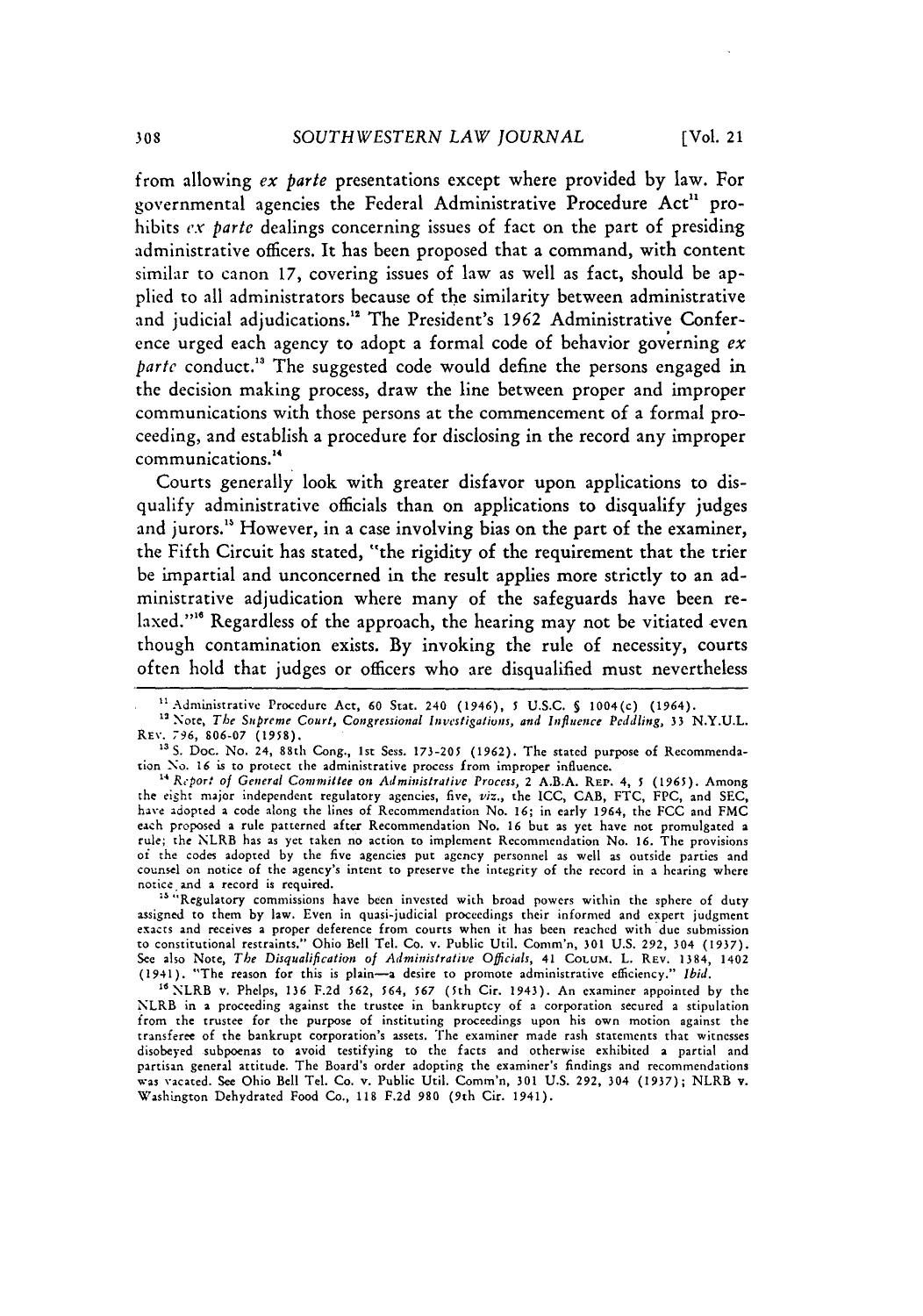from allowing *ex parte* presentations except where provided by law. For governmental agencies the Federal Administrative Procedure Act[11] prohibits *ex parte* dealings concerning issues of fact on the part of presiding administrative officers. It has been proposed that a command, with content similar to canon 17, covering issues of law as well as fact, should be applied to all administrators because of the similarity between administrative and judicial adjudications.[12] The President's 1962 Administrative Conference urged each agency to adopt a formal code of behavior governing *ex parte* conduct.[13] The suggested code would define the persons engaged in the decision making process, draw the line between proper and improper communications with those persons at the commencement of a formal proceeding, and establish a procedure for disclosing in the record any improper communications.[14]

Courts generally look with greater disfavor upon applications to disqualify administrative officials than on applications to disqualify judges and jurors.[15] However, in a case involving bias on the part of the examiner, the Fifth Circuit has stated, "the rigidity of the requirement that the trier be impartial and unconcerned in the result applies more strictly to an administrative adjudication where many of the safeguards have been relaxed."[16] Regardless of the approach, the hearing may not be vitiated even though contamination exists. By invoking the rule of necessity, courts often hold that judges or officers who are disqualified must nevertheless

---

[11] Administrative Procedure Act, 60 Stat. 240 (1946), 5 U.S.C. § 1004(c) (1964).

[12] Note, *The Supreme Court, Congressional Investigations, and Influence Peddling*, 33 N.Y.U.L. Rev. 796, 806-07 (1958).

[13] S. Doc. No. 24, 88th Cong., 1st Sess. 173-205 (1962). The stated purpose of Recommendation No. 16 is to protect the administrative process from improper influence.

[14] *Report of General Committee on Administrative Process*, 2 A.B.A. Rep. 4, 5 (1965). Among the eight major independent regulatory agencies, five, *viz.*, the ICC, CAB, FTC, FPC, and SEC, have adopted a code along the lines of Recommendation No. 16; in early 1964, the FCC and FMC each proposed a rule patterned after Recommendation No. 16 but as yet have not promulgated a rule; the NLRB has as yet taken no action to implement Recommendation No. 16. The provisions of the codes adopted by the five agencies put agency personnel as well as outside parties and counsel on notice of the agency's intent to preserve the integrity of the record in a hearing where notice and a record is required.

[15] "Regulatory commissions have been invested with broad powers within the sphere of duty assigned to them by law. Even in quasi-judicial proceedings their informed and expert judgment exacts and receives a proper deference from courts when it has been reached with due submission to constitutional restraints." Ohio Bell Tel. Co. v. Public Util. Comm'n, 301 U.S. 292, 304 (1937). See also Note, *The Disqualification of Administrative Officials*, 41 Colum. L. Rev. 1384, 1402 (1941). "The reason for this is plain—a desire to promote administrative efficiency." *Ibid.*

[16] NLRB v. Phelps, 136 F.2d 562, 564, 567 (5th Cir. 1943). An examiner appointed by the NLRB in a proceeding against the trustee in bankruptcy of a corporation secured a stipulation from the trustee for the purpose of instituting proceedings upon his own motion against the transferee of the bankrupt corporation's assets. The examiner made rash statements that witnesses disobeyed subpoenas to avoid testifying to the facts and otherwise exhibited a partial and partisan general attitude. The Board's order adopting the examiner's findings and recommendations was vacated. See Ohio Bell Tel. Co. v. Public Util. Comm'n, 301 U.S. 292, 304 (1937); NLRB v. Washington Dehydrated Food Co., 118 F.2d 980 (9th Cir. 1941).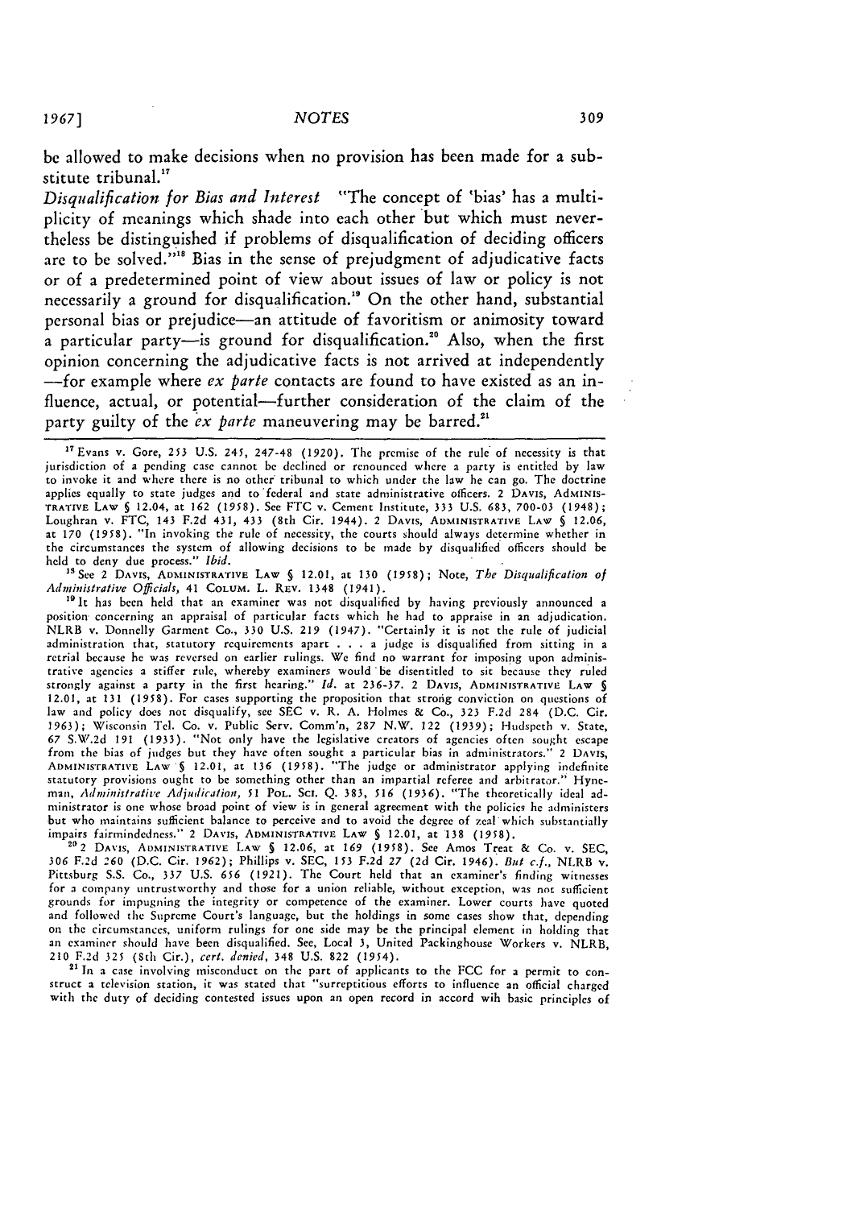be allowed to make decisions when no provision has been made for a substitute tribunal.[17]

*Disqualification for Bias and Interest* "The concept of 'bias' has a multiplicity of meanings which shade into each other but which must nevertheless be distinguished if problems of disqualification of deciding officers are to be solved."[18] Bias in the sense of prejudgment of adjudicative facts or of a predetermined point of view about issues of law or policy is not necessarily a ground for disqualification.[19] On the other hand, substantial personal bias or prejudice—an attitude of favoritism or animosity toward a particular party—is ground for disqualification.[20] Also, when the first opinion concerning the adjudicative facts is not arrived at independently —for example where *ex parte* contacts are found to have existed as an influence, actual, or potential—further consideration of the claim of the party guilty of the *ex parte* maneuvering may be barred.[21]

---

[17] Evans v. Gore, 253 U.S. 245, 247-48 (1920). The premise of the rule of necessity is that jurisdiction of a pending case cannot be declined or renounced where a party is entitled by law to invoke it and where there is no other tribunal to which under the law he can go. The doctrine applies equally to state judges and to federal and state administrative officers. 2 DAVIS, ADMINISTRATIVE LAW § 12.04, at 162 (1958). See FTC v. Cement Institute, 333 U.S. 683, 700-03 (1948); Loughran v. FTC, 143 F.2d 431, 433 (8th Cir. 1944). 2 DAVIS, ADMINISTRATIVE LAW § 12.06, at 170 (1958). "In invoking the rule of necessity, the courts should always determine whether in the circumstances the system of allowing decisions to be made by disqualified officers should be held to deny due process." *Ibid.*

[18] See 2 DAVIS, ADMINISTRATIVE LAW § 12.01, at 130 (1958); Note, *The Disqualification of Administrative Officials*, 41 COLUM. L. REV. 1348 (1941).

[19] It has been held that an examiner was not disqualified by having previously announced a position concerning an appraisal of particular facts which he had to appraise in an adjudication. NLRB v. Donnelly Garment Co., 330 U.S. 219 (1947). "Certainly it is not the rule of judicial administration that, statutory requirements apart . . . a judge is disqualified from sitting in a retrial because he was reversed on earlier rulings. We find no warrant for imposing upon administrative agencies a stiffer rule, whereby examiners would be disentitled to sit because they ruled strongly against a party in the first hearing." *Id.* at 236-37. 2 DAVIS, ADMINISTRATIVE LAW § 12.01, at 131 (1958). For cases supporting the proposition that strong conviction on questions of law and policy does not disqualify, see SEC v. R. A. Holmes & Co., 323 F.2d 284 (D.C. Cir. 1963); Wisconsin Tel. Co. v. Public Serv. Comm'n, 287 N.W. 122 (1939); Hudspeth v. State, 67 S.W.2d 191 (1933). "Not only have the legislative creators of agencies often sought escape from the bias of judges but they have often sought a particular bias in administrators." 2 DAVIS, ADMINISTRATIVE LAW § 12.01, at 136 (1958). "The judge or administrator applying indefinite statutory provisions ought to be something other than an impartial referee and arbitrator." Hyneman, *Administrative Adjudication*, 51 POL. SCI. Q. 383, 516 (1936). "The theoretically ideal administrator is one whose broad point of view is in general agreement with the policies he administers but who maintains sufficient balance to perceive and to avoid the degree of zeal which substantially impairs fairmindedness." 2 DAVIS, ADMINISTRATIVE LAW § 12.01, at 138 (1958).

[20] 2 DAVIS, ADMINISTRATIVE LAW § 12.06, at 169 (1958). See Amos Treat & Co. v. SEC, 306 F.2d 260 (D.C. Cir. 1962); Phillips v. SEC, 153 F.2d 27 (2d Cir. 1946). *But c.f.*, NLRB v. Pittsburg S.S. Co., 337 U.S. 656 (1921). The Court held that an examiner's finding witnesses for a company untrustworthy and those for a union reliable, without exception, was not sufficient grounds for impugning the integrity or competence of the examiner. Lower courts have quoted and followed the Supreme Court's language, but the holdings in some cases show that, depending on the circumstances, uniform rulings for one side may be the principal element in holding that an examiner should have been disqualified. See, Local 3, United Packinghouse Workers v. NLRB, 210 F.2d 325 (8th Cir.), *cert. denied*, 348 U.S. 822 (1954).

[21] In a case involving misconduct on the part of applicants to the FCC for a permit to construct a television station, it was stated that "surreptitious efforts to influence an official charged with the duty of deciding contested issues upon an open record in accord wih basic principles of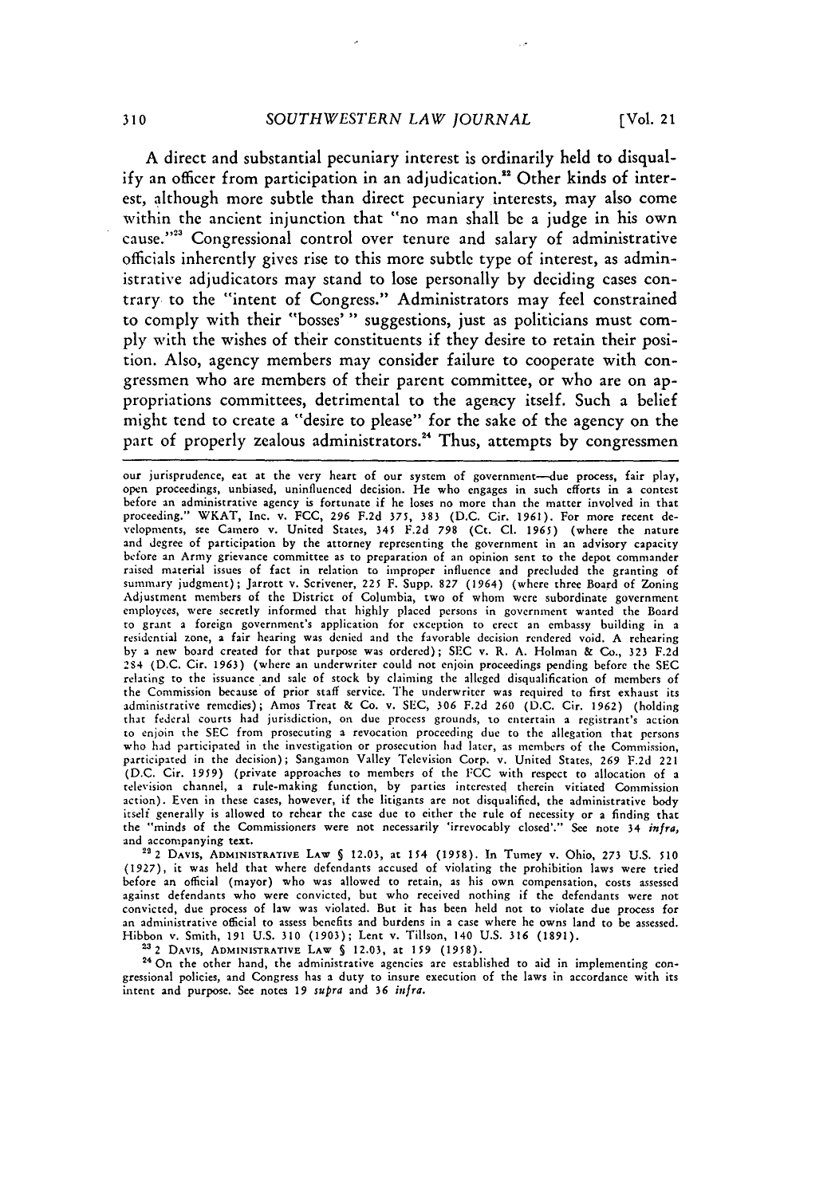A direct and substantial pecuniary interest is ordinarily held to disqualify an officer from participation in an adjudication.[22] Other kinds of interest, although more subtle than direct pecuniary interests, may also come within the ancient injunction that "no man shall be a judge in his own cause."[23] Congressional control over tenure and salary of administrative officials inherently gives rise to this more subtle type of interest, as administrative adjudicators may stand to lose personally by deciding cases contrary to the "intent of Congress." Administrators may feel constrained to comply with their "bosses' " suggestions, just as politicians must comply with the wishes of their constituents if they desire to retain their position. Also, agency members may consider failure to cooperate with congressmen who are members of their parent committee, or who are on appropriations committees, detrimental to the agency itself. Such a belief might tend to create a "desire to please" for the sake of the agency on the part of properly zealous administrators.[24] Thus, attempts by congressmen

---

our jurisprudence, eat at the very heart of our system of government—due process, fair play, open proceedings, unbiased, uninfluenced decision. He who engages in such efforts in a contest before an administrative agency is fortunate if he loses no more than the matter involved in that proceeding." WKAT, Inc. v. FCC, 296 F.2d 375, 383 (D.C. Cir. 1961). For more recent developments, see Camero v. United States, 345 F.2d 798 (Ct. Cl. 1965) (where the nature and degree of participation by the attorney representing the government in an advisory capacity before an Army grievance committee as to preparation of an opinion sent to the depot commander raised material issues of fact in relation to improper influence and precluded the granting of summary judgment); Jarrott v. Scrivener, 225 F. Supp. 827 (1964) (where three Board of Zoning Adjustment members of the District of Columbia, two of whom were subordinate government employees, were secretly informed that highly placed persons in government wanted the Board to grant a foreign government's application for exception to erect an embassy building in a residential zone, a fair hearing was denied and the favorable decision rendered void. A rehearing by a new board created for that purpose was ordered); SEC v. R. A. Holman & Co., 323 F.2d 284 (D.C. Cir. 1963) (where an underwriter could not enjoin proceedings pending before the SEC relating to the issuance and sale of stock by claiming the alleged disqualification of members of the Commission because of prior staff service. The underwriter was required to first exhaust its administrative remedies); Amos Treat & Co. v. SEC, 306 F.2d 260 (D.C. Cir. 1962) (holding that federal courts had jurisdiction, on due process grounds, to entertain a registrant's action to enjoin the SEC from prosecuting a revocation proceeding due to the allegation that persons who had participated in the investigation or prosecution had later, as members of the Commission, participated in the decision); Sangamon Valley Television Corp. v. United States, 269 F.2d 221 (D.C. Cir. 1959) (private approaches to members of the FCC with respect to allocation of a television channel, a rule-making function, by parties interested therein vitiated Commission action). Even in these cases, however, if the litigants are not disqualified, the administrative body itself generally is allowed to rehear the case due to either the rule of necessity or a finding that the "minds of the Commissioners were not necessarily 'irrevocably closed'." See note 34 *infra*, and accompanying text.

[22] 2 DAVIS, ADMINISTRATIVE LAW § 12.03, at 154 (1958). In Tumey v. Ohio, 273 U.S. 510 (1927), it was held that where defendants accused of violating the prohibition laws were tried before an official (mayor) who was allowed to retain, as his own compensation, costs assessed against defendants who were convicted, but who received nothing if the defendants were not convicted, due process of law was violated. But it has been held not to violate due process for an administrative official to assess benefits and burdens in a case where he owns land to be assessed. Hibbon v. Smith, 191 U.S. 310 (1903); Lent v. Tillson, 140 U.S. 316 (1891).

[23] 2 DAVIS, ADMINISTRATIVE LAW § 12.03, at 159 (1958).

[24] On the other hand, the administrative agencies are established to aid in implementing congressional policies, and Congress has a duty to insure execution of the laws in accordance with its intent and purpose. See notes 19 *supra* and 36 *infra*.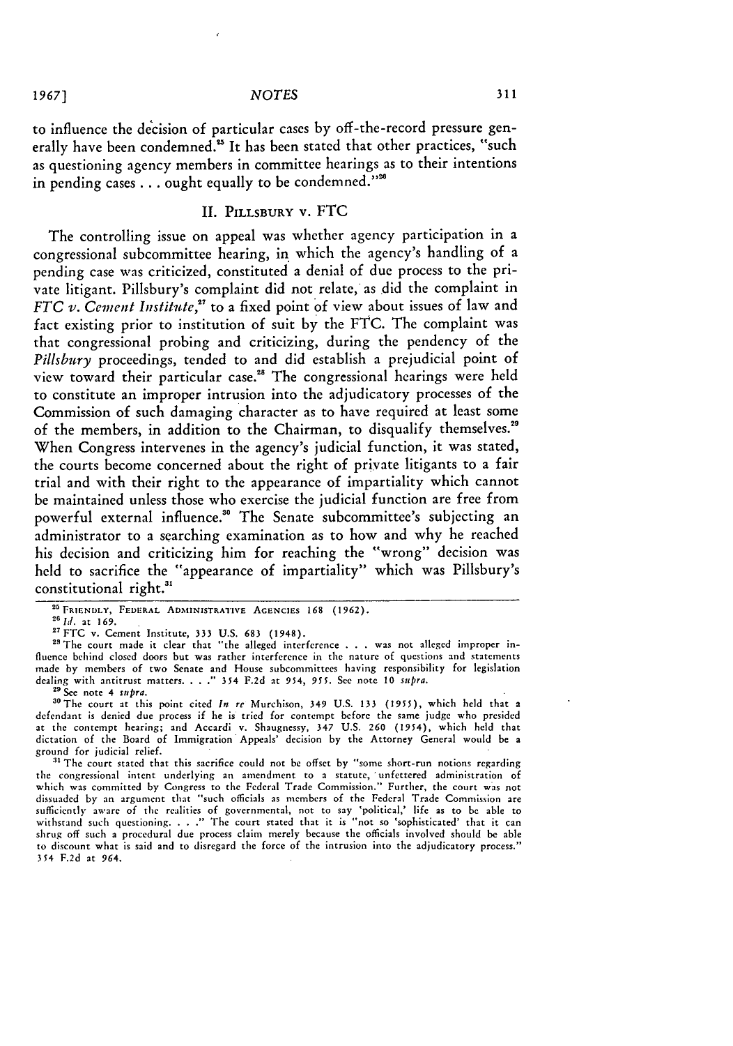to influence the decision of particular cases by off-the-record pressure generally have been condemned.[25] It has been stated that other practices, "such as questioning agency members in committee hearings as to their intentions in pending cases . . . ought equally to be condemned."[26]

## II. PILLSBURY v. FTC

The controlling issue on appeal was whether agency participation in a congressional subcommittee hearing, in which the agency's handling of a pending case was criticized, constituted a denial of due process to the private litigant. Pillsbury's complaint did not relate, as did the complaint in *FTC v. Cement Institute*,[27] to a fixed point of view about issues of law and fact existing prior to institution of suit by the FTC. The complaint was that congressional probing and criticizing, during the pendency of the *Pillsbury* proceedings, tended to and did establish a prejudicial point of view toward their particular case.[28] The congressional hearings were held to constitute an improper intrusion into the adjudicatory processes of the Commission of such damaging character as to have required at least some of the members, in addition to the Chairman, to disqualify themselves.[29] When Congress intervenes in the agency's judicial function, it was stated, the courts become concerned about the right of private litigants to a fair trial and with their right to the appearance of impartiality which cannot be maintained unless those who exercise the judicial function are free from powerful external influence.[30] The Senate subcommittee's subjecting an administrator to a searching examination as to how and why he reached his decision and criticizing him for reaching the "wrong" decision was held to sacrifice the "appearance of impartiality" which was Pillsbury's constitutional right.[31]

---

[25] FRIENDLY, FEDERAL ADMINISTRATIVE AGENCIES 168 (1962).

[26] *Id.* at 169.

[27] FTC v. Cement Institute, 333 U.S. 683 (1948).

[28] The court made it clear that "the alleged interference . . . was not alleged improper influence behind closed doors but was rather interference in the nature of questions and statements made by members of two Senate and House subcommittees having responsibility for legislation dealing with antitrust matters. . . ." 354 F.2d at 954, 955. See note 10 *supra*.

[29] See note 4 *supra*.

[30] The court at this point cited *In re* Murchison, 349 U.S. 133 (1955), which held that a defendant is denied due process if he is tried for contempt before the same judge who presided at the contempt hearing; and Accardi v. Shaugnessy, 347 U.S. 260 (1954), which held that dictation of the Board of Immigration Appeals' decision by the Attorney General would be a ground for judicial relief.

[31] The court stated that this sacrifice could not be offset by "some short-run notions regarding the congressional intent underlying an amendment to a statute, unfettered administration of which was committed by Congress to the Federal Trade Commission." Further, the court was not dissuaded by an argument that "such officials as members of the Federal Trade Commission are sufficiently aware of the realities of governmental, not to say 'political,' life as to be able to withstand such questioning. . . ." The court stated that it is "not so 'sophisticated' that it can shrug off such a procedural due process claim merely because the officials involved should be able to discount what is said and to disregard the force of the intrusion into the adjudicatory process." 354 F.2d at 964.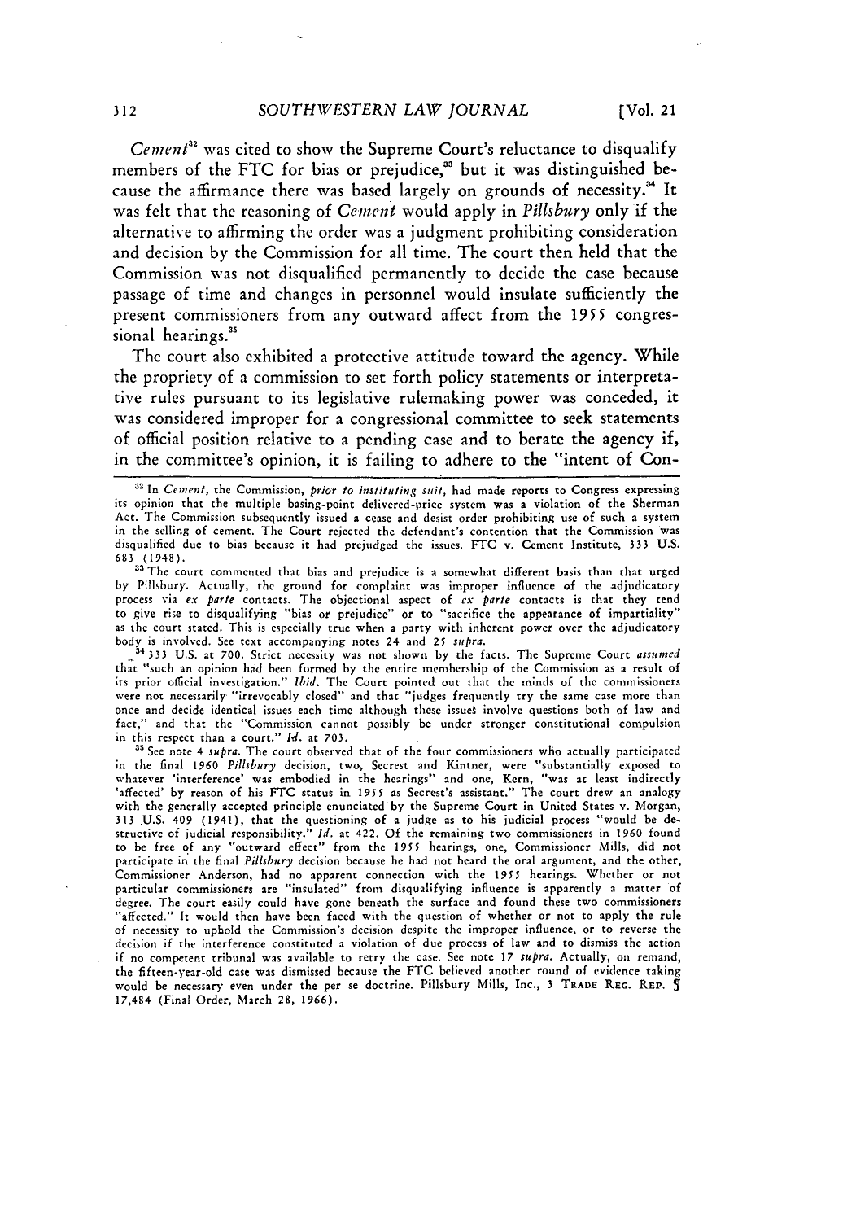*Cement*[32] was cited to show the Supreme Court's reluctance to disqualify members of the FTC for bias or prejudice,[33] but it was distinguished because the affirmance there was based largely on grounds of necessity.[34] It was felt that the reasoning of *Cement* would apply in *Pillsbury* only if the alternative to affirming the order was a judgment prohibiting consideration and decision by the Commission for all time. The court then held that the Commission was not disqualified permanently to decide the case because passage of time and changes in personnel would insulate sufficiently the present commissioners from any outward affect from the 1955 congressional hearings.[35]

The court also exhibited a protective attitude toward the agency. While the propriety of a commission to set forth policy statements or interpretative rules pursuant to its legislative rulemaking power was conceded, it was considered improper for a congressional committee to seek statements of official position relative to a pending case and to berate the agency if, in the committee's opinion, it is failing to adhere to the "intent of Con-

---

[32] In *Cement,* the Commission, *prior to instituting suit,* had made reports to Congress expressing its opinion that the multiple basing-point delivered-price system was a violation of the Sherman Act. The Commission subsequently issued a cease and desist order prohibiting use of such a system in the selling of cement. The Court rejected the defendant's contention that the Commission was disqualified due to bias because it had prejudged the issues. FTC v. Cement Institute, 333 U.S. 683 (1948).

[33] The court commented that bias and prejudice is a somewhat different basis than that urged by Pillsbury. Actually, the ground for complaint was improper influence of the adjudicatory process via *ex parte* contacts. The objectional aspect of *ex parte* contacts is that they tend to give rise to disqualifying "bias or prejudice" or to "sacrifice the appearance of impartiality" as the court stated. This is especially true when a party with inherent power over the adjudicatory body is involved. See text accompanying notes 24 and 25 *supra.*

[34] 333 U.S. at 700. Strict necessity was not shown by the facts. The Supreme Court *assumed* that "such an opinion had been formed by the entire membership of the Commission as a result of its prior official investigation." *Ibid.* The Court pointed out that the minds of the commissioners were not necessarily "irrevocably closed" and that "judges frequently try the same case more than once and decide identical issues each time although these issues involve questions both of law and fact," and that the "Commission cannot possibly be under stronger constitutional compulsion in this respect than a court." *Id.* at 703.

[35] See note 4 *supra.* The court observed that of the four commissioners who actually participated in the final 1960 *Pillsbury* decision, two, Secrest and Kintner, were "substantially exposed to whatever 'interference' was embodied in the hearings" and one, Kern, "was at least indirectly 'affected' by reason of his FTC status in 1955 as Secrest's assistant." The court drew an analogy with the generally accepted principle enunciated by the Supreme Court in United States v. Morgan, 313 U.S. 409 (1941), that the questioning of a judge as to his judicial process "would be destructive of judicial responsibility." *Id.* at 422. Of the remaining two commissioners in 1960 found to be free of any "outward effect" from the 1955 hearings, one, Commissioner Mills, did not participate in the final *Pillsbury* decision because he had not heard the oral argument, and the other, Commissioner Anderson, had no apparent connection with the 1955 hearings. Whether or not particular commissioners are "insulated" from disqualifying influence is apparently a matter of degree. The court easily could have gone beneath the surface and found these two commissioners "affected." It would then have been faced with the question of whether or not to apply the rule of necessity to uphold the Commission's decision despite the improper influence, or to reverse the decision if the interference constituted a violation of due process of law and to dismiss the action if no competent tribunal was available to retry the case. See note 17 *supra.* Actually, on remand, the fifteen-year-old case was dismissed because the FTC believed another round of evidence taking would be necessary even under the per se doctrine. Pillsbury Mills, Inc., 3 TRADE REG. REP. ¶ 17,484 (Final Order, March 28, 1966).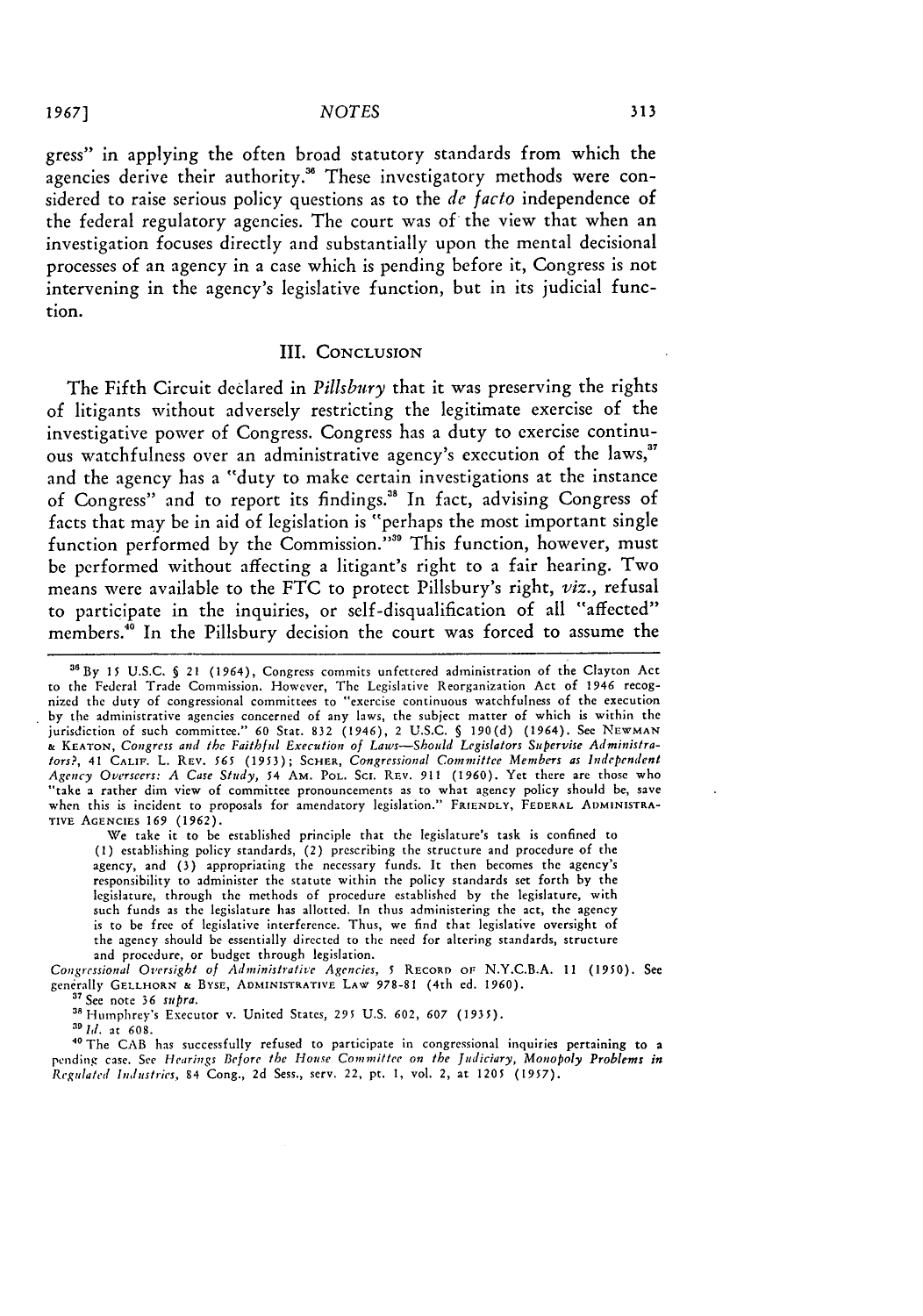gress" in applying the often broad statutory standards from which the agencies derive their authority.[36] These investigatory methods were considered to raise serious policy questions as to the *de facto* independence of the federal regulatory agencies. The court was of the view that when an investigation focuses directly and substantially upon the mental decisional processes of an agency in a case which is pending before it, Congress is not intervening in the agency's legislative function, but in its judicial function.

## III. CONCLUSION

The Fifth Circuit declared in *Pillsbury* that it was preserving the rights of litigants without adversely restricting the legitimate exercise of the investigative power of Congress. Congress has a duty to exercise continuous watchfulness over an administrative agency's execution of the laws,[37] and the agency has a "duty to make certain investigations at the instance of Congress" and to report its findings.[38] In fact, advising Congress of facts that may be in aid of legislation is "perhaps the most important single function performed by the Commission."[39] This function, however, must be performed without affecting a litigant's right to a fair hearing. Two means were available to the FTC to protect Pillsbury's right, *viz.*, refusal to participate in the inquiries, or self-disqualification of all "affected" members.[40] In the Pillsbury decision the court was forced to assume the

---

[36] By 15 U.S.C. § 21 (1964), Congress commits unfettered administration of the Clayton Act to the Federal Trade Commission. However, The Legislative Reorganization Act of 1946 recognized the duty of congressional committees to "exercise continuous watchfulness of the execution by the administrative agencies concerned of any laws, the subject matter of which is within the jurisdiction of such committee." 60 Stat. 832 (1946), 2 U.S.C. § 190(d) (1964). See NEWMAN & KEATON, *Congress and the Faithful Execution of Laws—Should Legislators Supervise Administrators?*, 41 CALIF. L. REV. 565 (1953); SCHER, *Congressional Committee Members as Independent Agency Overseers: A Case Study*, 54 AM. POL. SCI. REV. 911 (1960). Yet there are those who "take a rather dim view of committee pronouncements as to what agency policy should be, save when this is incident to proposals for amendatory legislation." FRIENDLY, FEDERAL ADMINISTRATIVE AGENCIES 169 (1962).

> We take it to be established principle that the legislature's task is confined to (1) establishing policy standards, (2) prescribing the structure and procedure of the agency, and (3) appropriating the necessary funds. It then becomes the agency's responsibility to administer the statute within the policy standards set forth by the legislature, through the methods of procedure established by the legislature, with such funds as the legislature has allotted. In thus administering the act, the agency is to be free of legislative interference. Thus, we find that legislative oversight of the agency should be essentially directed to the need for altering standards, structure and procedure, or budget through legislation.

*Congressional Oversight of Administrative Agencies*, 5 RECORD OF N.Y.C.B.A. 11 (1950). See generally GELLHORN & BYSE, ADMINISTRATIVE LAW 978-81 (4th ed. 1960).

[37] See note 36 *supra*.

[38] Humphrey's Executor v. United States, 295 U.S. 602, 607 (1935).

[39] *Id.* at 608.

[40] The CAB has successfully refused to participate in congressional inquiries pertaining to a pending case. See *Hearings Before the House Committee on the Judiciary, Monopoly Problems in Regulated Industries*, 84 Cong., 2d Sess., serv. 22, pt. 1, vol. 2, at 1205 (1957).